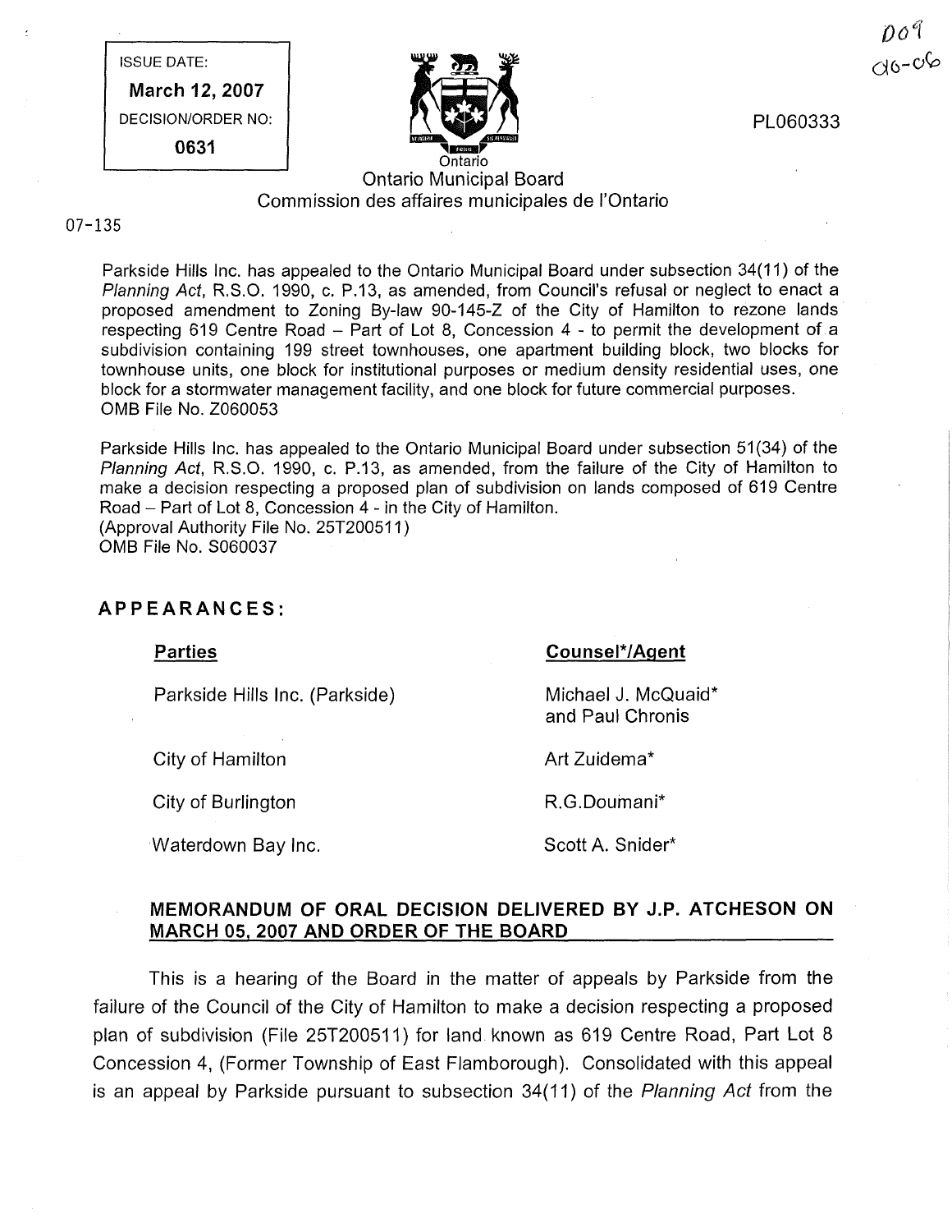ISSUE DATE:

**March 12, 2007**

DECISION/ORDER NO:

**0631**

PL060333

Ontario

Ontario Municipal Board
Commission des affaires municipales de l'Ontario

07-135

Parkside Hills Inc. has appealed to the Ontario Municipal Board under subsection 34(11) of the *Planning Act*, R.S.O. 1990, c. P.13, as amended, from Council's refusal or neglect to enact a proposed amendment to Zoning By-law 90-145-Z of the City of Hamilton to rezone lands respecting 619 Centre Road – Part of Lot 8, Concession 4 - to permit the development of a subdivision containing 199 street townhouses, one apartment building block, two blocks for townhouse units, one block for institutional purposes or medium density residential uses, one block for a stormwater management facility, and one block for future commercial purposes.
OMB File No. Z060053

Parkside Hills Inc. has appealed to the Ontario Municipal Board under subsection 51(34) of the *Planning Act*, R.S.O. 1990, c. P.13, as amended, from the failure of the City of Hamilton to make a decision respecting a proposed plan of subdivision on lands composed of 619 Centre Road – Part of Lot 8, Concession 4 - in the City of Hamilton.
(Approval Authority File No. 25T200511)
OMB File No. S060037

## APPEARANCES:

| Parties | Counsel*/Agent |
|---|---|
| Parkside Hills Inc. (Parkside) | Michael J. McQuaid* and Paul Chronis |
| City of Hamilton | Art Zuidema* |
| City of Burlington | R.G.Doumani* |
| Waterdown Bay Inc. | Scott A. Snider* |

## MEMORANDUM OF ORAL DECISION DELIVERED BY J.P. ATCHESON ON MARCH 05, 2007 AND ORDER OF THE BOARD

This is a hearing of the Board in the matter of appeals by Parkside from the failure of the Council of the City of Hamilton to make a decision respecting a proposed plan of subdivision (File 25T200511) for land known as 619 Centre Road, Part Lot 8 Concession 4, (Former Township of East Flamborough). Consolidated with this appeal is an appeal by Parkside pursuant to subsection 34(11) of the *Planning Act* from the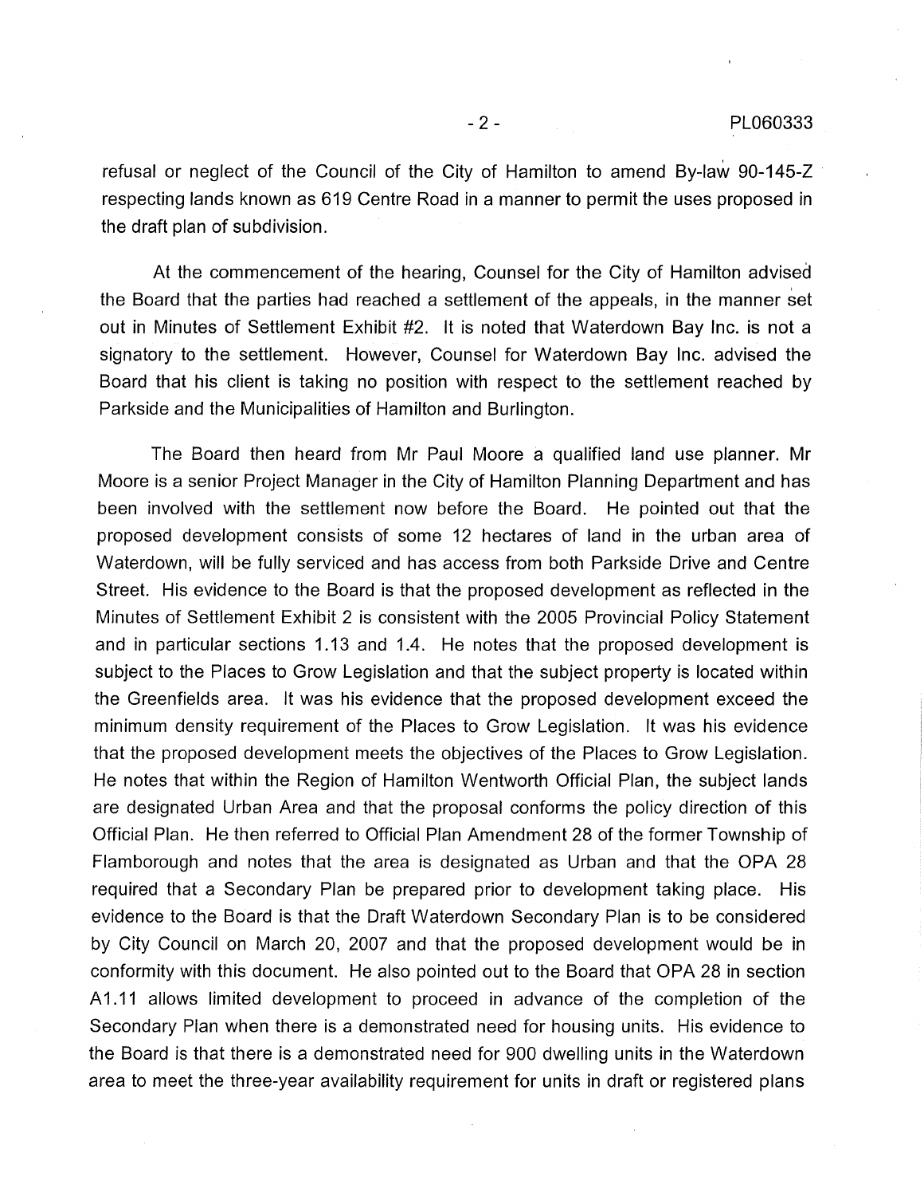refusal or neglect of the Council of the City of Hamilton to amend By-law 90-145-Z respecting lands known as 619 Centre Road in a manner to permit the uses proposed in the draft plan of subdivision.

At the commencement of the hearing, Counsel for the City of Hamilton advised the Board that the parties had reached a settlement of the appeals, in the manner set out in Minutes of Settlement Exhibit #2. It is noted that Waterdown Bay Inc. is not a signatory to the settlement. However, Counsel for Waterdown Bay Inc. advised the Board that his client is taking no position with respect to the settlement reached by Parkside and the Municipalities of Hamilton and Burlington.

The Board then heard from Mr Paul Moore a qualified land use planner. Mr Moore is a senior Project Manager in the City of Hamilton Planning Department and has been involved with the settlement now before the Board. He pointed out that the proposed development consists of some 12 hectares of land in the urban area of Waterdown, will be fully serviced and has access from both Parkside Drive and Centre Street. His evidence to the Board is that the proposed development as reflected in the Minutes of Settlement Exhibit 2 is consistent with the 2005 Provincial Policy Statement and in particular sections 1.13 and 1.4. He notes that the proposed development is subject to the Places to Grow Legislation and that the subject property is located within the Greenfields area. It was his evidence that the proposed development exceed the minimum density requirement of the Places to Grow Legislation. It was his evidence that the proposed development meets the objectives of the Places to Grow Legislation. He notes that within the Region of Hamilton Wentworth Official Plan, the subject lands are designated Urban Area and that the proposal conforms the policy direction of this Official Plan. He then referred to Official Plan Amendment 28 of the former Township of Flamborough and notes that the area is designated as Urban and that the OPA 28 required that a Secondary Plan be prepared prior to development taking place. His evidence to the Board is that the Draft Waterdown Secondary Plan is to be considered by City Council on March 20, 2007 and that the proposed development would be in conformity with this document. He also pointed out to the Board that OPA 28 in section A1.11 allows limited development to proceed in advance of the completion of the Secondary Plan when there is a demonstrated need for housing units. His evidence to the Board is that there is a demonstrated need for 900 dwelling units in the Waterdown area to meet the three-year availability requirement for units in draft or registered plans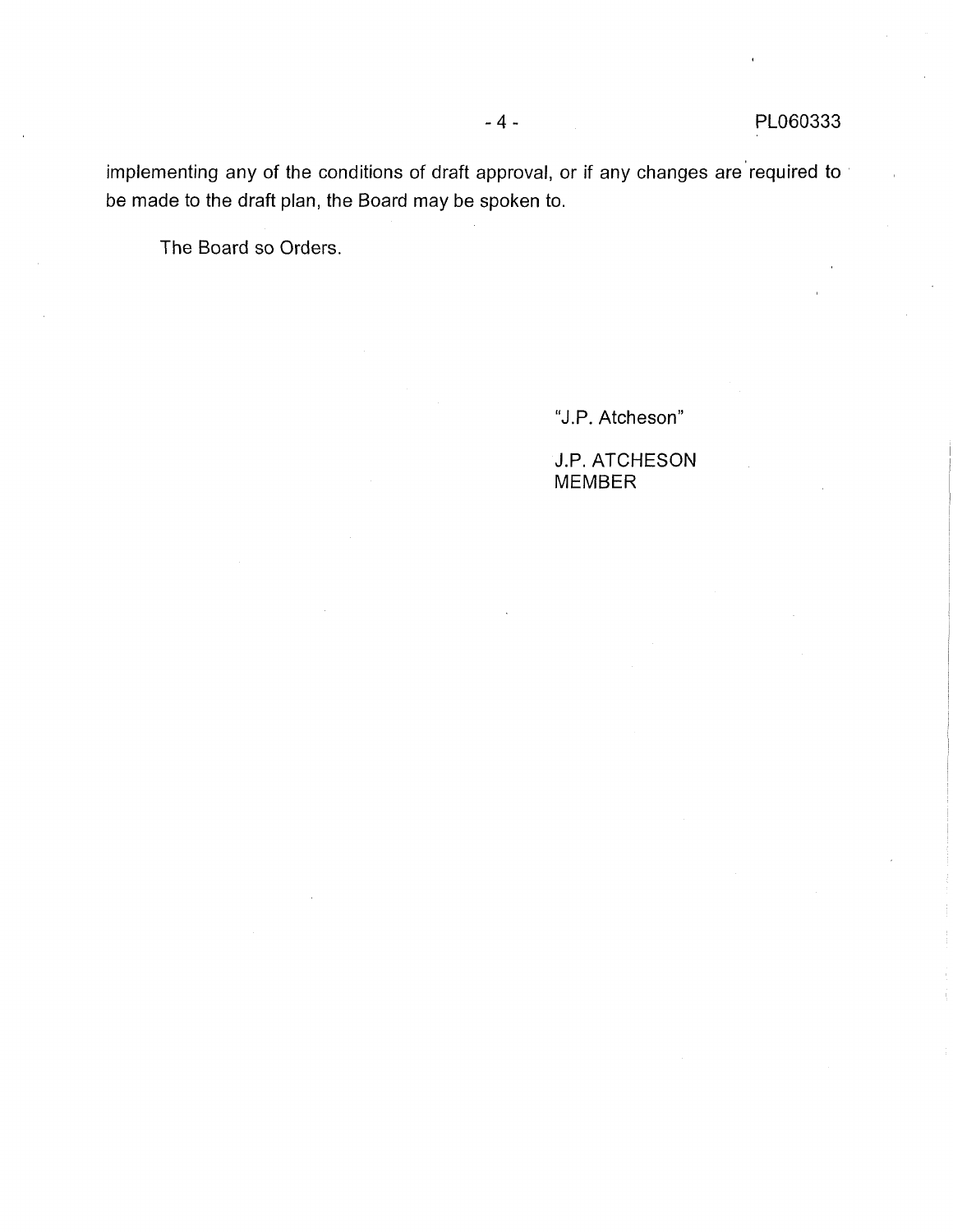implementing any of the conditions of draft approval, or if any changes are required to be made to the draft plan, the Board may be spoken to.

The Board so Orders.

"J.P. Atcheson"

J.P. ATCHESON
MEMBER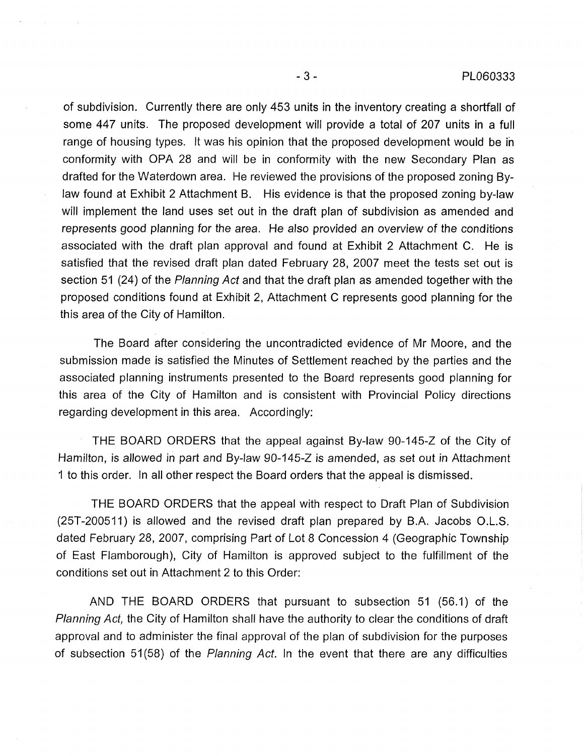of subdivision. Currently there are only 453 units in the inventory creating a shortfall of some 447 units. The proposed development will provide a total of 207 units in a full range of housing types. It was his opinion that the proposed development would be in conformity with OPA 28 and will be in conformity with the new Secondary Plan as drafted for the Waterdown area. He reviewed the provisions of the proposed zoning By-law found at Exhibit 2 Attachment B. His evidence is that the proposed zoning by-law will implement the land uses set out in the draft plan of subdivision as amended and represents good planning for the area. He also provided an overview of the conditions associated with the draft plan approval and found at Exhibit 2 Attachment C. He is satisfied that the revised draft plan dated February 28, 2007 meet the tests set out is section 51 (24) of the *Planning Act* and that the draft plan as amended together with the proposed conditions found at Exhibit 2, Attachment C represents good planning for the this area of the City of Hamilton.

The Board after considering the uncontradicted evidence of Mr Moore, and the submission made is satisfied the Minutes of Settlement reached by the parties and the associated planning instruments presented to the Board represents good planning for this area of the City of Hamilton and is consistent with Provincial Policy directions regarding development in this area. Accordingly:

THE BOARD ORDERS that the appeal against By-law 90-145-Z of the City of Hamilton, is allowed in part and By-law 90-145-Z is amended, as set out in Attachment 1 to this order. In all other respect the Board orders that the appeal is dismissed.

THE BOARD ORDERS that the appeal with respect to Draft Plan of Subdivision (25T-200511) is allowed and the revised draft plan prepared by B.A. Jacobs O.L.S. dated February 28, 2007, comprising Part of Lot 8 Concession 4 (Geographic Township of East Flamborough), City of Hamilton is approved subject to the fulfillment of the conditions set out in Attachment 2 to this Order:

AND THE BOARD ORDERS that pursuant to subsection 51 (56.1) of the *Planning Act,* the City of Hamilton shall have the authority to clear the conditions of draft approval and to administer the final approval of the plan of subdivision for the purposes of subsection 51(58) of the *Planning Act.* In the event that there are any difficulties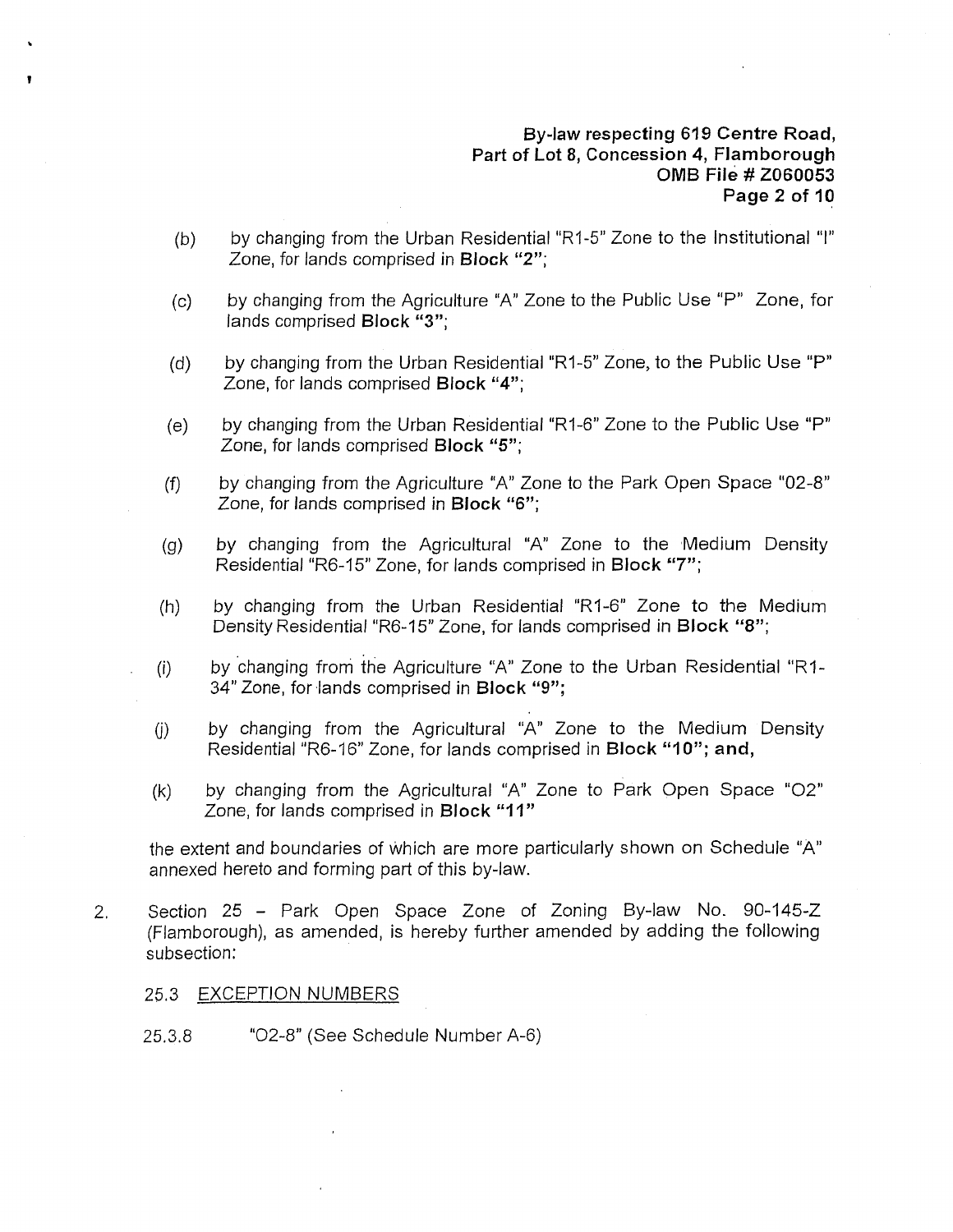(b) by changing from the Urban Residential "R1-5" Zone to the Institutional "I" Zone, for lands comprised in **Block "2"**;

(c) by changing from the Agriculture "A" Zone to the Public Use "P" Zone, for lands comprised **Block "3"**;

(d) by changing from the Urban Residential "R1-5" Zone, to the Public Use "P" Zone, for lands comprised **Block "4"**;

(e) by changing from the Urban Residential "R1-6" Zone to the Public Use "P" Zone, for lands comprised **Block "5"**;

(f) by changing from the Agriculture "A" Zone to the Park Open Space "02-8" Zone, for lands comprised in **Block "6"**;

(g) by changing from the Agricultural "A" Zone to the Medium Density Residential "R6-15" Zone, for lands comprised in **Block "7"**;

(h) by changing from the Urban Residential "R1-6" Zone to the Medium Density Residential "R6-15" Zone, for lands comprised in **Block "8"**;

(i) by changing from the Agriculture "A" Zone to the Urban Residential "R1-34" Zone, for lands comprised in **Block "9";**

(j) by changing from the Agricultural "A" Zone to the Medium Density Residential "R6-16" Zone, for lands comprised in **Block "10"; and,**

(k) by changing from the Agricultural "A" Zone to Park Open Space "O2" Zone, for lands comprised in **Block "11"**

the extent and boundaries of which are more particularly shown on Schedule "A" annexed hereto and forming part of this by-law.

2. Section 25 – Park Open Space Zone of Zoning By-law No. 90-145-Z (Flamborough), as amended, is hereby further amended by adding the following subsection:

25.3 EXCEPTION NUMBERS

25.3.8 "O2-8" (See Schedule Number A-6)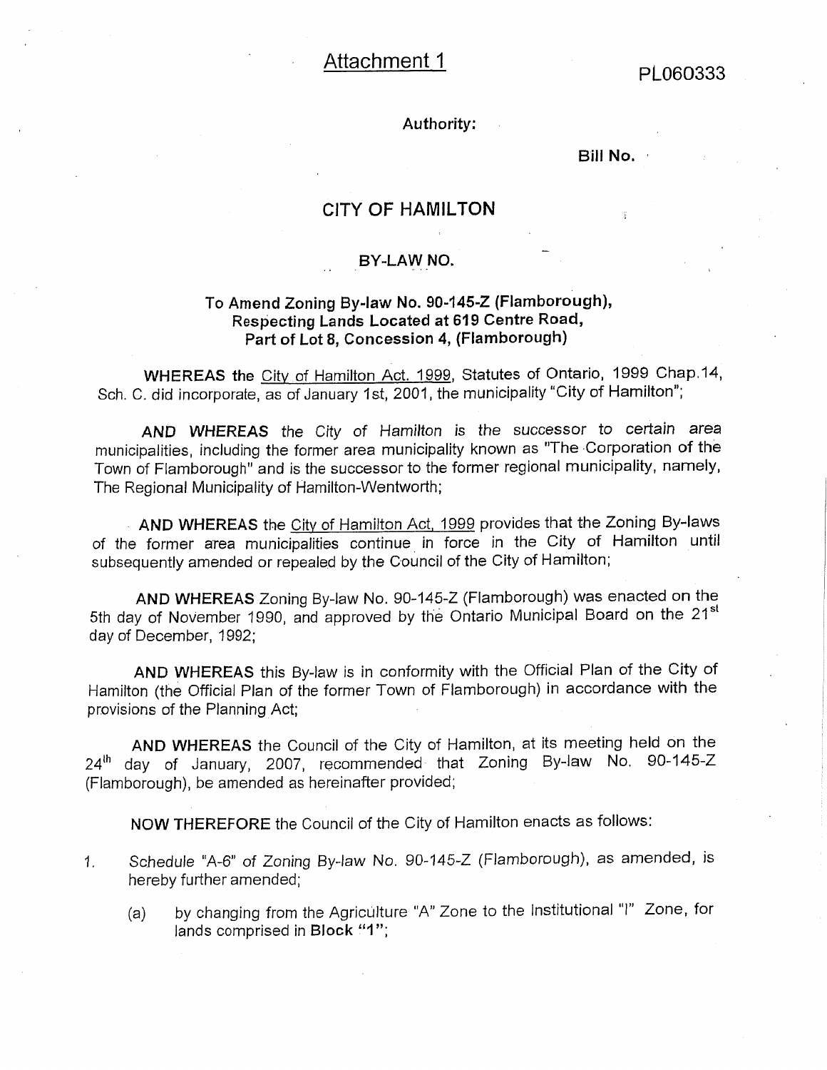Attachment 1

PL060333

**Authority:**

**Bill No.**

# CITY OF HAMILTON

## BY-LAW NO.

### To Amend Zoning By-law No. 90-145-Z (Flamborough), Respecting Lands Located at 619 Centre Road, Part of Lot 8, Concession 4, (Flamborough)

**WHEREAS** the City of Hamilton Act, 1999, Statutes of Ontario, 1999 Chap.14, Sch. C. did incorporate, as of January 1st, 2001, the municipality "City of Hamilton";

**AND WHEREAS** the City of Hamilton is the successor to certain area municipalities, including the former area municipality known as "The Corporation of the Town of Flamborough" and is the successor to the former regional municipality, namely, The Regional Municipality of Hamilton-Wentworth;

**AND WHEREAS** the City of Hamilton Act, 1999 provides that the Zoning By-laws of the former area municipalities continue in force in the City of Hamilton until subsequently amended or repealed by the Council of the City of Hamilton;

**AND WHEREAS** Zoning By-law No. 90-145-Z (Flamborough) was enacted on the 5th day of November 1990, and approved by the Ontario Municipal Board on the 21st day of December, 1992;

**AND WHEREAS** this By-law is in conformity with the Official Plan of the City of Hamilton (the Official Plan of the former Town of Flamborough) in accordance with the provisions of the Planning Act;

**AND WHEREAS** the Council of the City of Hamilton, at its meeting held on the 24th day of January, 2007, recommended that Zoning By-law No. 90-145-Z (Flamborough), be amended as hereinafter provided;

**NOW THEREFORE** the Council of the City of Hamilton enacts as follows:

1. *Schedule "A-6" of Zoning By-law No. 90-145-Z (Flamborough), as amended, is hereby further amended;*

   (a) by changing from the Agriculture "A" Zone to the Institutional "I" Zone, for lands comprised in **Block "1"**;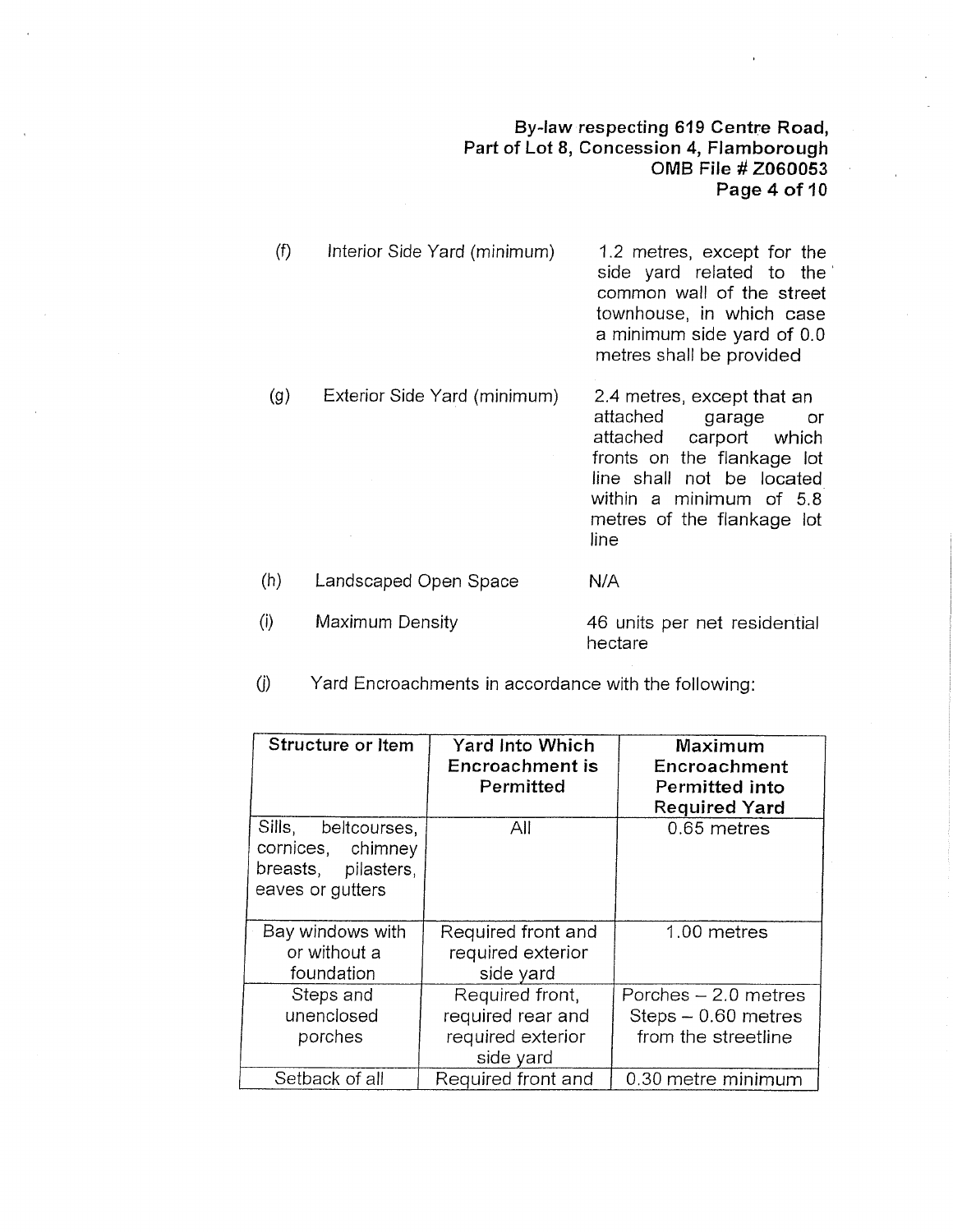(f) Interior Side Yard (minimum) — 1.2 metres, except for the side yard related to the common wall of the street townhouse, in which case a minimum side yard of 0.0 metres shall be provided

(g) Exterior Side Yard (minimum) — 2.4 metres, except that an attached garage or attached carport which fronts on the flankage lot line shall not be located within a minimum of 5.8 metres of the flankage lot line

(h) Landscaped Open Space — N/A

(i) Maximum Density — 46 units per net residential hectare

(j) Yard Encroachments in accordance with the following:

| Structure or Item | Yard Into Which Encroachment is Permitted | Maximum Encroachment Permitted into Required Yard |
|---|---|---|
| Sills, beltcourses, cornices, chimney breasts, pilasters, eaves or gutters | All | 0.65 metres |
| Bay windows with or without a foundation | Required front and required exterior side yard | 1.00 metres |
| Steps and unenclosed porches | Required front, required rear and required exterior side yard | Porches – 2.0 metres Steps – 0.60 metres from the streetline |
| Setback of all | Required front and | 0.30 metre minimum |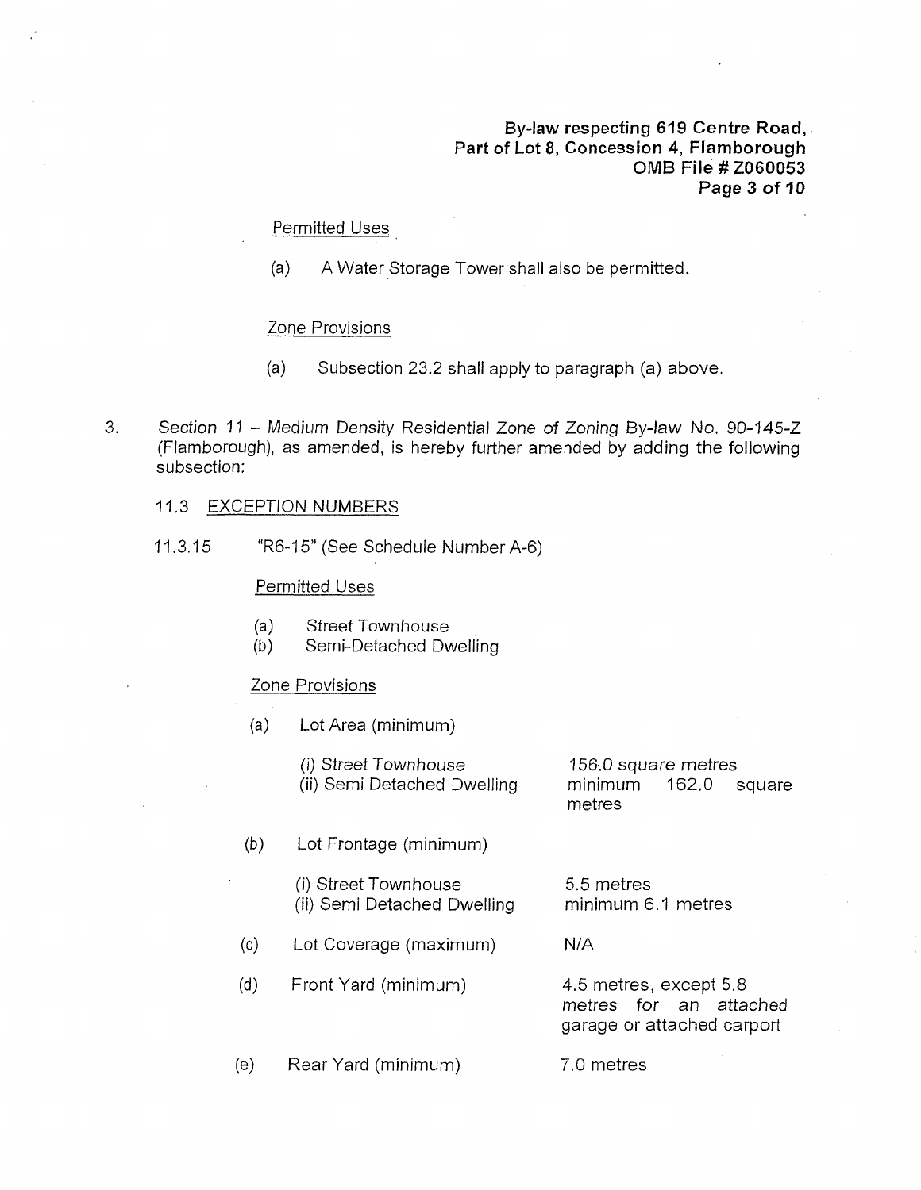Permitted Uses

(a) A Water Storage Tower shall also be permitted.

Zone Provisions

(a) Subsection 23.2 shall apply to paragraph (a) above.

3. *Section 11 – Medium Density Residential Zone of Zoning By-law No. 90-145-Z (Flamborough), as amended,* is hereby further amended by adding the following subsection:

11.3 EXCEPTION NUMBERS

11.3.15 "R6-15" (See Schedule Number A-6)

Permitted Uses

(a) Street Townhouse
(b) Semi-Detached Dwelling

Zone Provisions

(a) Lot Area (minimum)

| | |
|---|---|
| (i) Street Townhouse | 156.0 square metres |
| (ii) Semi Detached Dwelling | minimum 162.0 square metres |

(b) Lot Frontage (minimum)

| | |
|---|---|
| (i) Street Townhouse | 5.5 metres |
| (ii) Semi Detached Dwelling | minimum 6.1 metres |

| | | |
|---|---|---|
| (c) | Lot Coverage (maximum) | N/A |
| (d) | Front Yard (minimum) | 4.5 metres, except 5.8 *metres for an attached* garage or attached carport |
| (e) | Rear Yard (minimum) | 7.0 metres |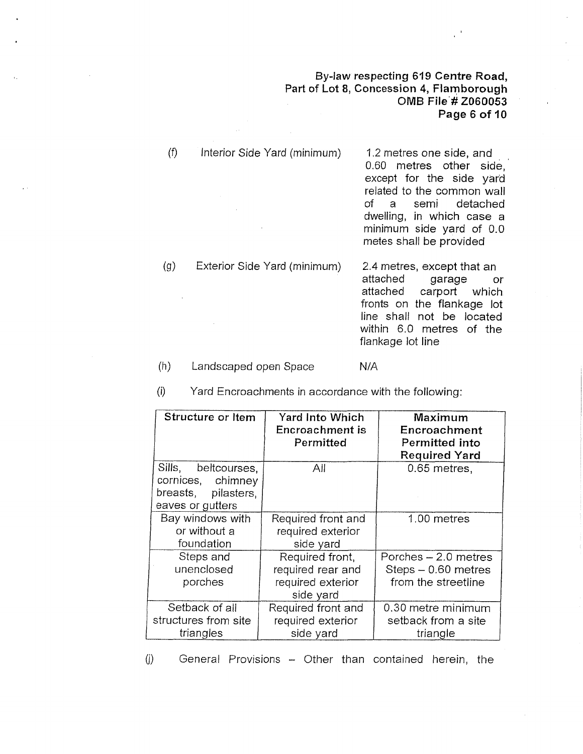(f) Interior Side Yard (minimum) 1.2 metres one side, and 0.60 metres other side, except for the side yard related to the common wall of a semi detached dwelling, in which case a minimum side yard of 0.0 metes shall be provided

(g) Exterior Side Yard (minimum) 2.4 metres, except that an attached garage or attached carport which fronts on the flankage lot line shall not be located within 6.0 metres of the flankage lot line

(h) Landscaped open Space N/A

(i) Yard Encroachments in accordance with the following:

| Structure or Item | Yard Into Which Encroachment is Permitted | Maximum Encroachment Permitted into Required Yard |
|---|---|---|
| Sills, beltcourses, cornices, chimney breasts, pilasters, eaves or gutters | All | 0.65 metres, |
| Bay windows with or without a foundation | Required front and required exterior side yard | 1.00 metres |
| Steps and unenclosed porches | Required front, required rear and required exterior side yard | Porches – 2.0 metres Steps – 0.60 metres from the streetline |
| Setback of all structures from site triangles | Required front and required exterior side yard | 0.30 metre minimum setback from a site triangle |

(j) General Provisions – Other than contained herein, the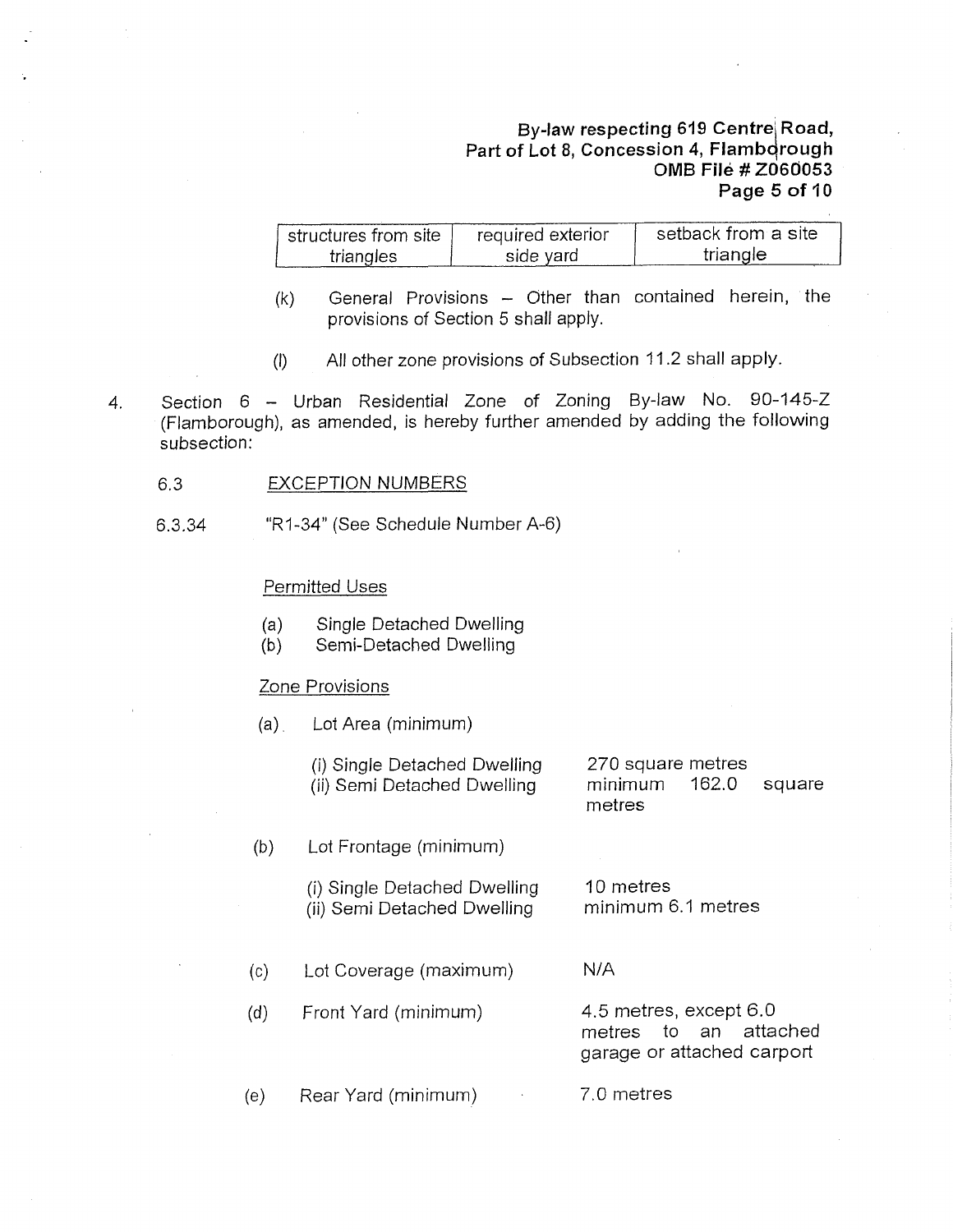| structures from site triangles | required exterior side yard | setback from a site triangle |
|---|---|---|

(k) General Provisions – Other than contained herein, the provisions of Section 5 shall apply.

(l) All other zone provisions of Subsection 11.2 shall apply.

4. Section 6 – Urban Residential Zone of Zoning By-law No. 90-145-Z (Flamborough), as amended, is hereby further amended by adding the following subsection:

6.3 EXCEPTION NUMBERS

6.3.34 "R1-34" (See Schedule Number A-6)

Permitted Uses

(a) Single Detached Dwelling
(b) Semi-Detached Dwelling

Zone Provisions

(a) Lot Area (minimum)

| | |
|---|---|
| (i) Single Detached Dwelling | 270 square metres |
| (ii) Semi Detached Dwelling | minimum 162.0 square metres |

(b) Lot Frontage (minimum)

| | |
|---|---|
| (i) Single Detached Dwelling | 10 metres |
| (ii) Semi Detached Dwelling | minimum 6.1 metres |

| | | |
|---|---|---|
| (c) | Lot Coverage (maximum) | N/A |
| (d) | Front Yard (minimum) | 4.5 metres, except 6.0 metres to an attached garage or attached carport |
| (e) | Rear Yard (minimum) | 7.0 metres |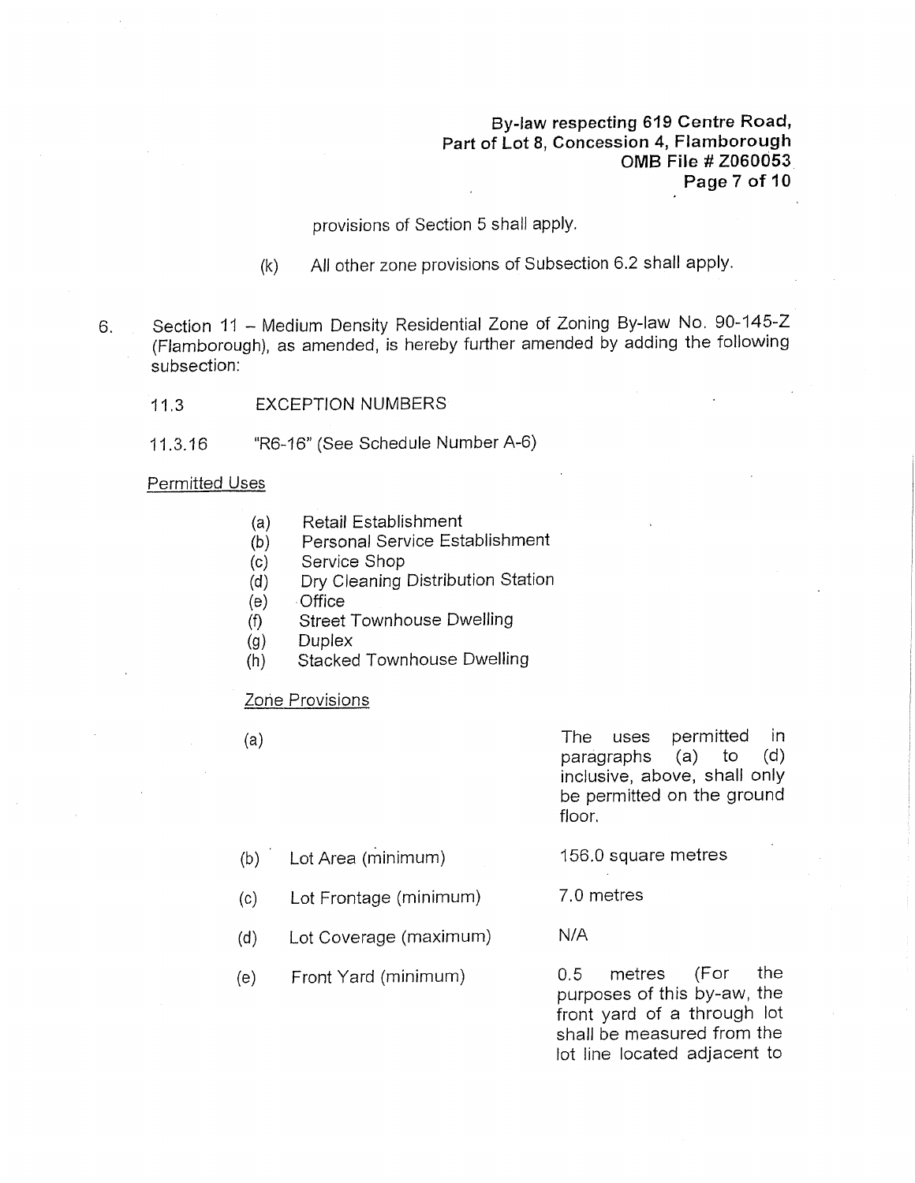provisions of Section 5 shall apply.

(k) All other zone provisions of Subsection 6.2 shall apply.

6. Section 11 – Medium Density Residential Zone of Zoning By-law No. 90-145-Z (Flamborough), as amended, is hereby further amended by adding the following subsection:

11.3 EXCEPTION NUMBERS

11.3.16 "R6-16" (See Schedule Number A-6)

Permitted Uses

(a) Retail Establishment
(b) Personal Service Establishment
(c) Service Shop
(d) Dry Cleaning Distribution Station
(e) Office
(f) Street Townhouse Dwelling
(g) Duplex
(h) Stacked Townhouse Dwelling

Zone Provisions

(a) The uses permitted in paragraphs (a) to (d) inclusive, above, shall only be permitted on the ground floor.

(b) Lot Area (minimum) 156.0 square metres

(c) Lot Frontage (minimum) 7.0 metres

(d) Lot Coverage (maximum) N/A

(e) Front Yard (minimum) 0.5 metres (For the purposes of this by-aw, the front yard of a through lot shall be measured from the lot line located adjacent to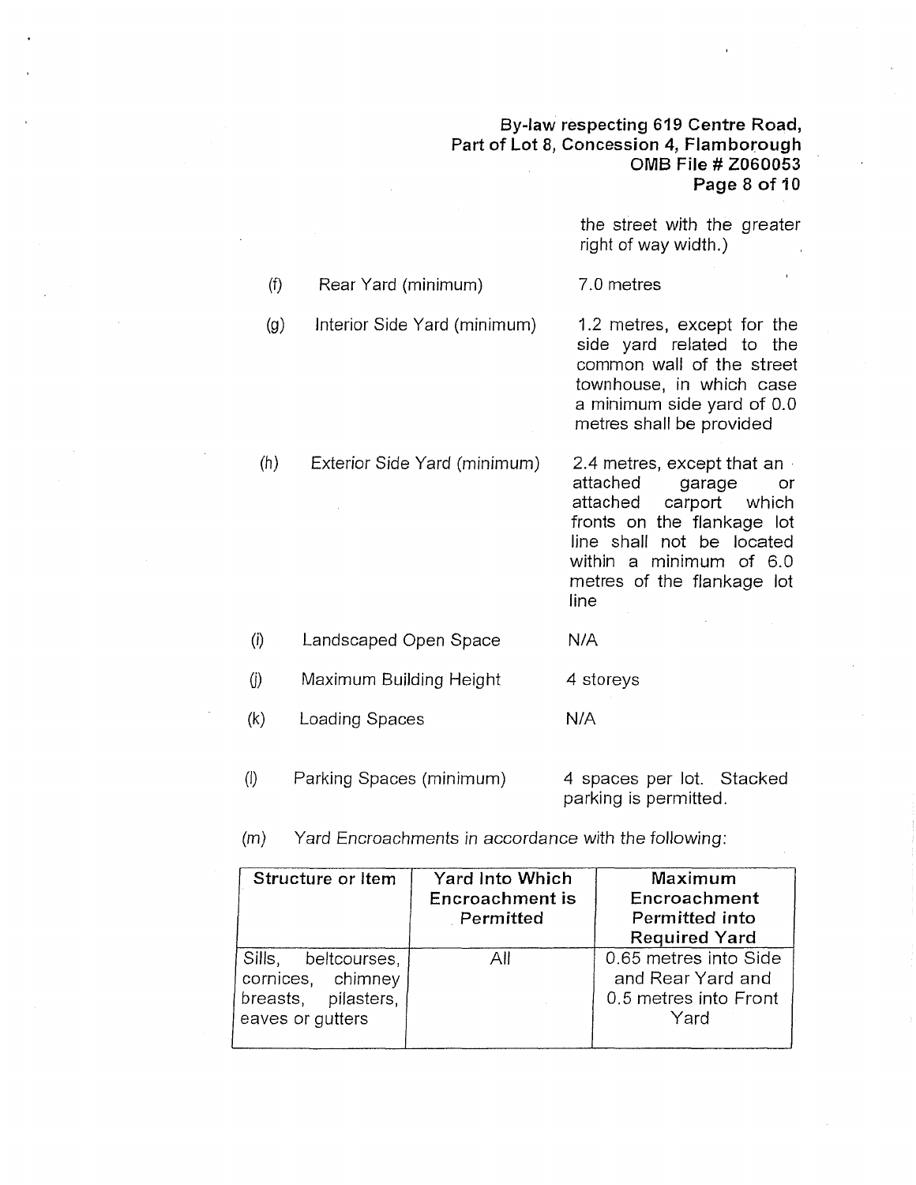the street with the greater right of way width.)

(f) Rear Yard (minimum) 7.0 metres

(g) Interior Side Yard (minimum) 1.2 metres, except for the side yard related to the common wall of the street townhouse, in which case a minimum side yard of 0.0 metres shall be provided

(h) Exterior Side Yard (minimum) 2.4 metres, except that an attached garage or attached carport which fronts on the flankage lot line shall not be located within a minimum of 6.0 metres of the flankage lot line

(i) Landscaped Open Space N/A

(j) Maximum Building Height 4 storeys

(k) Loading Spaces N/A

(l) Parking Spaces (minimum) 4 spaces per lot. Stacked parking is permitted.

(m) *Yard Encroachments in accordance with the following:*

| Structure or Item | Yard Into Which Encroachment is Permitted | Maximum Encroachment Permitted into Required Yard |
|---|---|---|
| Sills, beltcourses, cornices, chimney breasts, pilasters, eaves or gutters | All | 0.65 metres into Side and Rear Yard and 0.5 metres into Front Yard |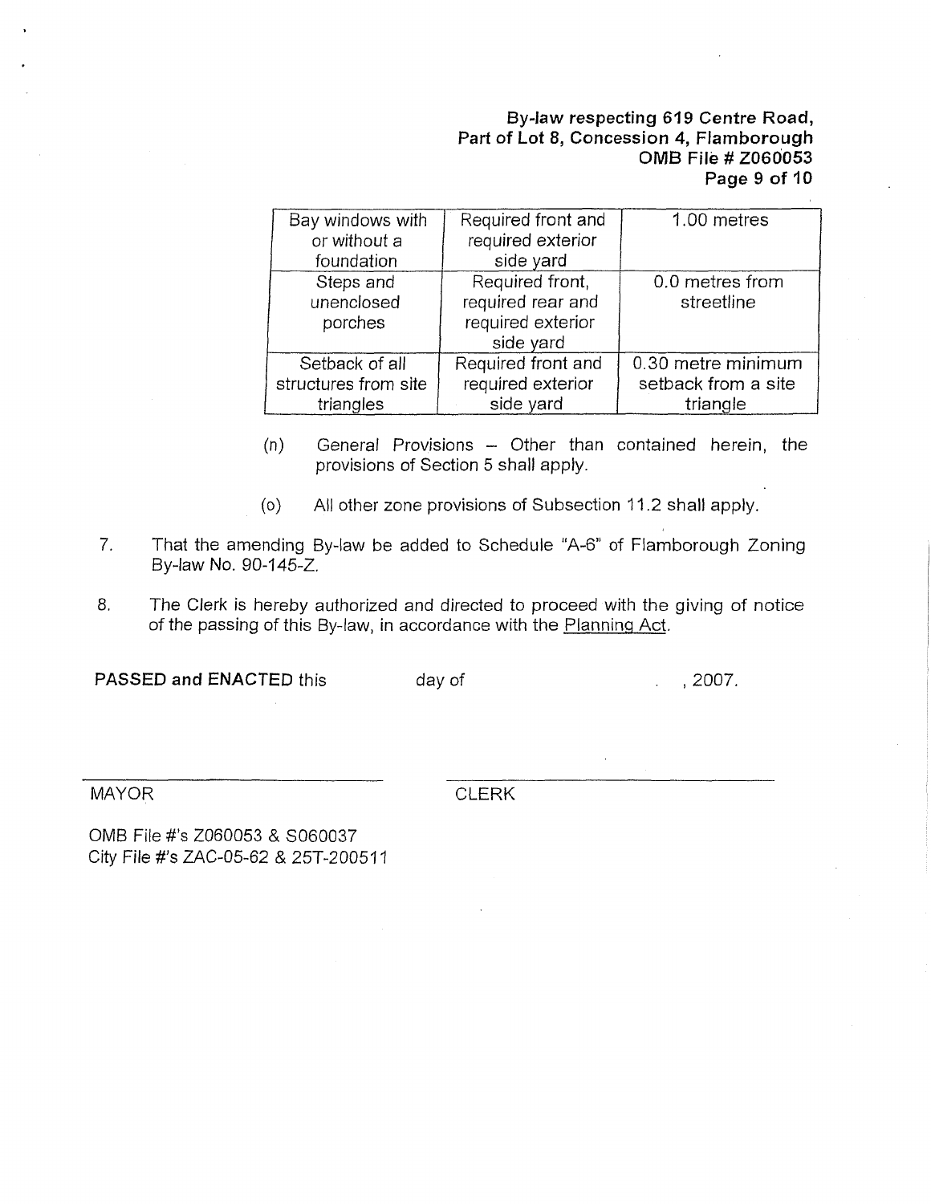| Bay windows with or without a foundation | Required front and required exterior side yard | 1.00 metres |
|---|---|---|
| Steps and unenclosed porches | Required front, required rear and required exterior side yard | 0.0 metres from streetline |
| Setback of all structures from site triangles | Required front and required exterior side yard | 0.30 metre minimum setback from a site triangle |

(n) General Provisions – Other than contained herein, the provisions of Section 5 shall apply.

(o) All other zone provisions of Subsection 11.2 shall apply.

7. That the amending By-law be added to Schedule "A-6" of Flamborough Zoning By-law No. 90-145-Z.

8. The Clerk is hereby authorized and directed to proceed with the giving of notice of the passing of this By-law, in accordance with the Planning Act.

**PASSED and ENACTED** this day of , 2007.

MAYOR CLERK

OMB File #'s Z060053 & S060037
City File #'s ZAC-05-62 & 25T-200511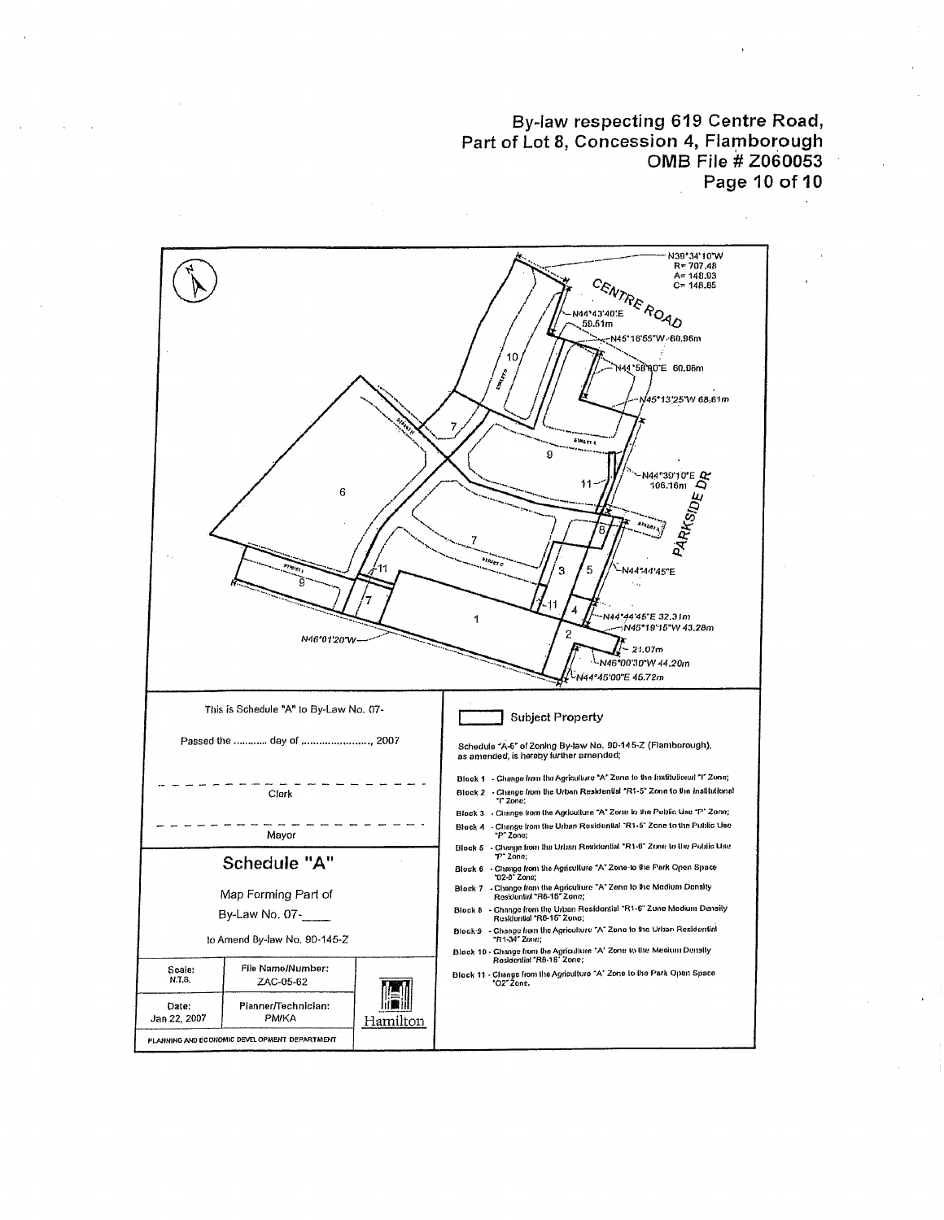By-law respecting 619 Centre Road,
Part of Lot 8, Concession 4, Flamborough
OMB File # Z060053

N39°34'10"W
R= 707.48
A= 148.93
C= 148.65

CENTRE ROAD

N44°43'40"E
59.51m

N45°16'55"W 60.96m

N44°58'00"E 60.96m

N45°13'25"W 68.61m

N44°39'10"E
106.16m

PARKSIDE DR

N44°44'45"E

N44°44'45"E 32.31m

N45°19'15"W 43.28m

21.07m

N46°00'30"W 44.20m

N44°45'00"E 45.72m

N46°01'20"W

1 2 3 4 5 6 7 8 9 10 11

This is Schedule "A" to By-Law No. 07-

Passed the ........... day of ......................, 2007

Clerk

Mayor

## Schedule "A"

Map Forming Part of

By-Law No. 07-____

to Amend By-law No. 90-145-Z

| Scale: N.T.S. | File Name/Number: ZAC-05-62 | |
|---|---|---|
| Date: Jan 22, 2007 | Planner/Technician: PM/KA | Hamilton |

PLANNING AND ECONOMIC DEVELOPMENT DEPARTMENT

Subject Property

Schedule "A-6" of Zoning By-law No. 90-145-Z (Flamborough), as amended, is hereby further amended;

- Block 1 - Change from the Agriculture "A" Zone to the Institutional "I" Zone;
- Block 2 - Change from the Urban Residential "R1-5" Zone to the Institutional "I" Zone;
- Block 3 - Change from the Agriculture "A" Zone to the Public Use "P" Zone;
- Block 4 - Change from the Urban Residential "R1-5" Zone to the Public Use "P" Zone;
- Block 5 - Change from the Urban Residential "R1-6" Zone to the Public Use "P" Zone;
- Block 6 - Change from the Agriculture "A" Zone to the Park Open Space "O2-8" Zone;
- Block 7 - Change from the Agriculture "A" Zone to the Medium Density Residential "R6-15" Zone;
- Block 8 - Change from the Urban Residential "R1-6" Zone Medium Density Residential "R6-15" Zone;
- Block 9 - Change from the Agriculture "A" Zone to the Urban Residential "R1-34" Zone;
- Block 10 - Change from the Agriculture "A" Zone to the Medium Density Residential "R6-16" Zone;
- Block 11 - Change from the Agriculture "A" Zone to the Park Open Space "O2" Zone.